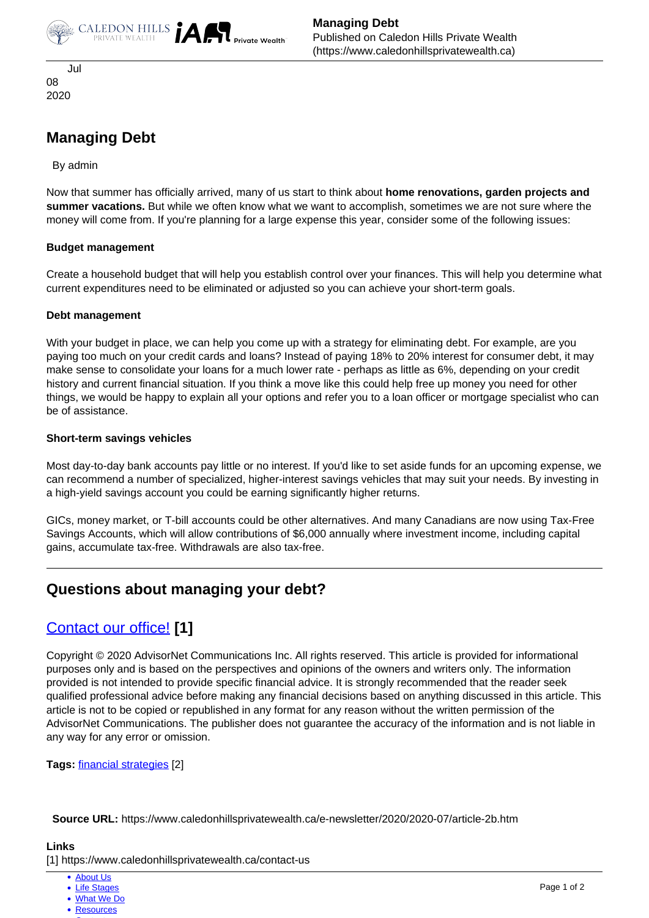Jul
08
2020

# Managing Debt

By admin

Now that summer has officially arrived, many of us start to think about **home renovations, garden projects and summer vacations.** But while we often know what we want to accomplish, sometimes we are not sure where the money will come from. If you're planning for a large expense this year, consider some of the following issues:

**Budget management**

Create a household budget that will help you establish control over your finances. This will help you determine what current expenditures need to be eliminated or adjusted so you can achieve your short-term goals.

**Debt management**

With your budget in place, we can help you come up with a strategy for eliminating debt. For example, are you paying too much on your credit cards and loans? Instead of paying 18% to 20% interest for consumer debt, it may make sense to consolidate your loans for a much lower rate - perhaps as little as 6%, depending on your credit history and current financial situation. If you think a move like this could help free up money you need for other things, we would be happy to explain all your options and refer you to a loan officer or mortgage specialist who can be of assistance.

**Short-term savings vehicles**

Most day-to-day bank accounts pay little or no interest. If you'd like to set aside funds for an upcoming expense, we can recommend a number of specialized, higher-interest savings vehicles that may suit your needs. By investing in a high-yield savings account you could be earning significantly higher returns.

GICs, money market, or T-bill accounts could be other alternatives. And many Canadians are now using Tax-Free Savings Accounts, which will allow contributions of $6,000 annually where investment income, including capital gains, accumulate tax-free. Withdrawals are also tax-free.

---

## Questions about managing your debt?

## Contact our office! [1]

Copyright © 2020 AdvisorNet Communications Inc. All rights reserved. This article is provided for informational purposes only and is based on the perspectives and opinions of the owners and writers only. The information provided is not intended to provide specific financial advice. It is strongly recommended that the reader seek qualified professional advice before making any financial decisions based on anything discussed in this article. This article is not to be copied or republished in any format for any reason without the written permission of the AdvisorNet Communications. The publisher does not guarantee the accuracy of the information and is not liable in any way for any error or omission.

**Tags:** financial strategies [2]

**Source URL:** https://www.caledonhillsprivatewealth.ca/e-newsletter/2020/2020-07/article-2b.htm

**Links**
[1] https://www.caledonhillsprivatewealth.ca/contact-us

- About Us
- Life Stages
- What We Do
- Resources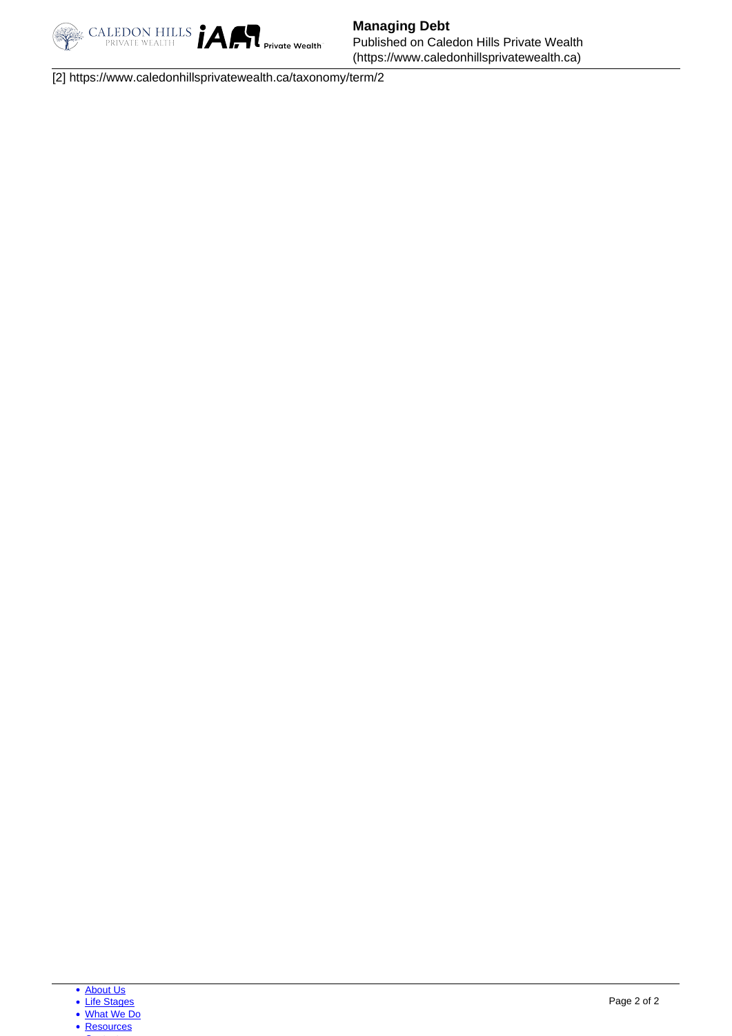[2] https://www.caledonhillsprivatewealth.ca/taxonomy/term/2

- About Us
- Life Stages
- What We Do
- Resources